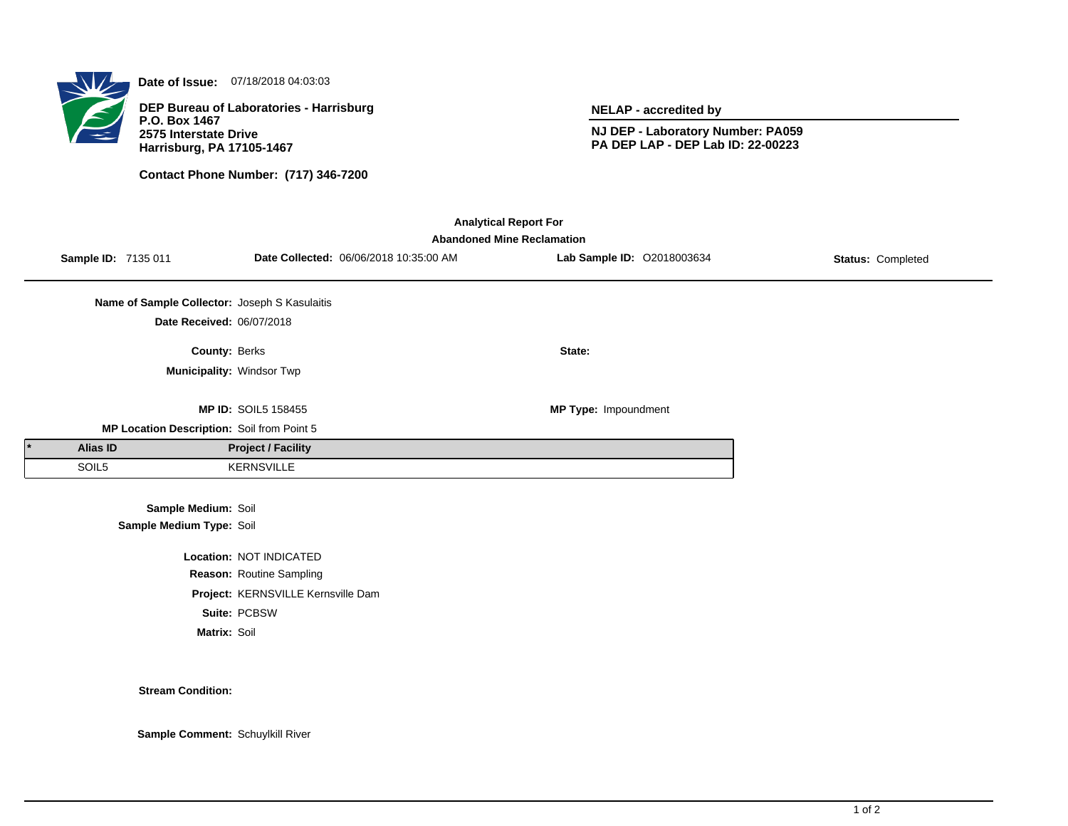**Date of Issue:** 07/18/2018 04:03:03

**DEP Bureau of Laboratories - Harrisburg**
**P.O. Box 1467**
**2575 Interstate Drive**
**Harrisburg, PA 17105-1467**

**Contact Phone Number: (717) 346-7200**

**NELAP - accredited by**

**NJ DEP - Laboratory Number: PA059**
**PA DEP LAP - DEP Lab ID: 22-00223**

## Analytical Report For
## Abandoned Mine Reclamation

**Sample ID:** 7135 011 **Date Collected:** 06/06/2018 10:35:00 AM **Lab Sample ID:** O2018003634 **Status:** Completed

**Name of Sample Collector:** Joseph S Kasulaitis

**Date Received:** 06/07/2018

**County:** Berks **State:**

**Municipality:** Windsor Twp

**MP ID:** SOIL5 158455 **MP Type:** Impoundment

**MP Location Description:** Soil from Point 5

| * | Alias ID | Project / Facility |
|---|---|---|
| | SOIL5 | KERNSVILLE |

**Sample Medium:** Soil
**Sample Medium Type:** Soil

**Location:** NOT INDICATED
**Reason:** Routine Sampling
**Project:** KERNSVILLE Kernsville Dam
**Suite:** PCBSW
**Matrix:** Soil

**Stream Condition:**

**Sample Comment:** Schuylkill River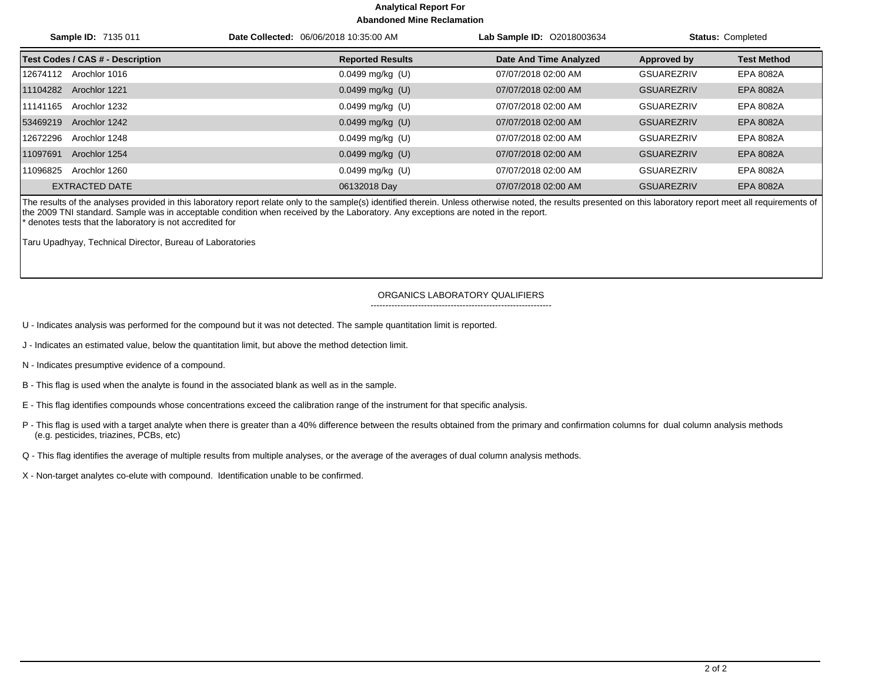**Analytical Report For**
**Abandoned Mine Reclamation**

**Sample ID:** 7135 011 **Date Collected:** 06/06/2018 10:35:00 AM **Lab Sample ID:** O2018003634 **Status:** Completed

| Test Codes / CAS # - Description | Reported Results | Date And Time Analyzed | Approved by | Test Method |
|---|---|---|---|---|
| 12674112 Arochlor 1016 | 0.0499 mg/kg (U) | 07/07/2018 02:00 AM | GSUAREZRIV | EPA 8082A |
| 11104282 Arochlor 1221 | 0.0499 mg/kg (U) | 07/07/2018 02:00 AM | GSUAREZRIV | EPA 8082A |
| 11141165 Arochlor 1232 | 0.0499 mg/kg (U) | 07/07/2018 02:00 AM | GSUAREZRIV | EPA 8082A |
| 53469219 Arochlor 1242 | 0.0499 mg/kg (U) | 07/07/2018 02:00 AM | GSUAREZRIV | EPA 8082A |
| 12672296 Arochlor 1248 | 0.0499 mg/kg (U) | 07/07/2018 02:00 AM | GSUAREZRIV | EPA 8082A |
| 11097691 Arochlor 1254 | 0.0499 mg/kg (U) | 07/07/2018 02:00 AM | GSUAREZRIV | EPA 8082A |
| 11096825 Arochlor 1260 | 0.0499 mg/kg (U) | 07/07/2018 02:00 AM | GSUAREZRIV | EPA 8082A |
| EXTRACTED DATE | 06132018 Day | 07/07/2018 02:00 AM | GSUAREZRIV | EPA 8082A |

The results of the analyses provided in this laboratory report relate only to the sample(s) identified therein. Unless otherwise noted, the results presented on this laboratory report meet all requirements of the 2009 TNI standard. Sample was in acceptable condition when received by the Laboratory. Any exceptions are noted in the report.
* denotes tests that the laboratory is not accredited for

Taru Upadhyay, Technical Director, Bureau of Laboratories

ORGANICS LABORATORY QUALIFIERS

U - Indicates analysis was performed for the compound but it was not detected. The sample quantitation limit is reported.

J - Indicates an estimated value, below the quantitation limit, but above the method detection limit.

N - Indicates presumptive evidence of a compound.

B - This flag is used when the analyte is found in the associated blank as well as in the sample.

E - This flag identifies compounds whose concentrations exceed the calibration range of the instrument for that specific analysis.

P - This flag is used with a target analyte when there is greater than a 40% difference between the results obtained from the primary and confirmation columns for dual column analysis methods (e.g. pesticides, triazines, PCBs, etc)

Q - This flag identifies the average of multiple results from multiple analyses, or the average of the averages of dual column analysis methods.

X - Non-target analytes co-elute with compound. Identification unable to be confirmed.